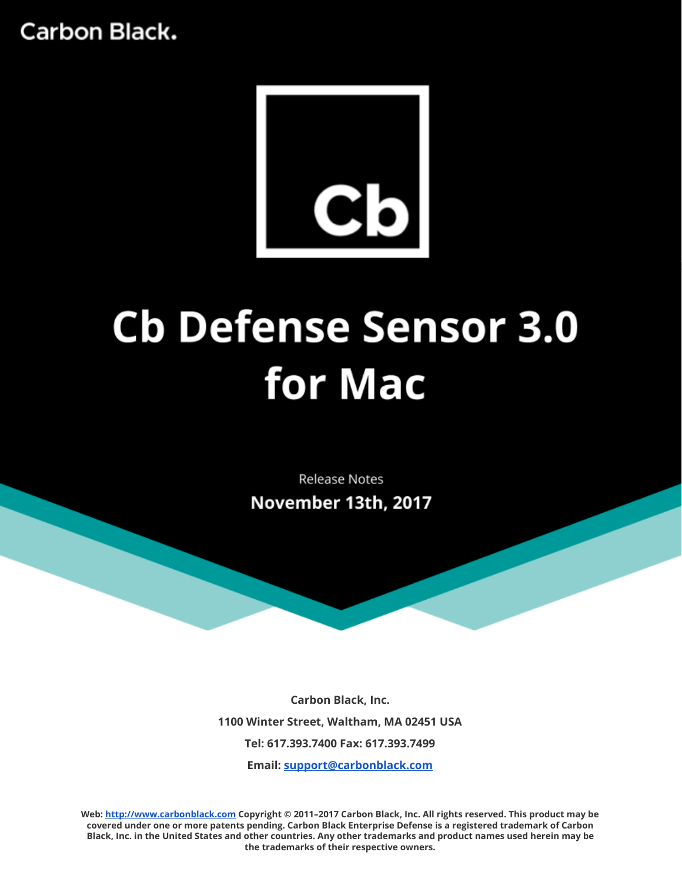Carbon Black.

Cb

# Cb Defense Sensor 3.0 for Mac

Release Notes

**November 13th, 2017**

**Carbon Black, Inc.**

**1100 Winter Street, Waltham, MA 02451 USA**

**Tel: 617.393.7400 Fax: 617.393.7499**

**Email: support@carbonblack.com**

**Web: http://www.carbonblack.com Copyright © 2011–2017 Carbon Black, Inc. All rights reserved. This product may be covered under one or more patents pending. Carbon Black Enterprise Defense is a registered trademark of Carbon Black, Inc. in the United States and other countries. Any other trademarks and product names used herein may be the trademarks of their respective owners.**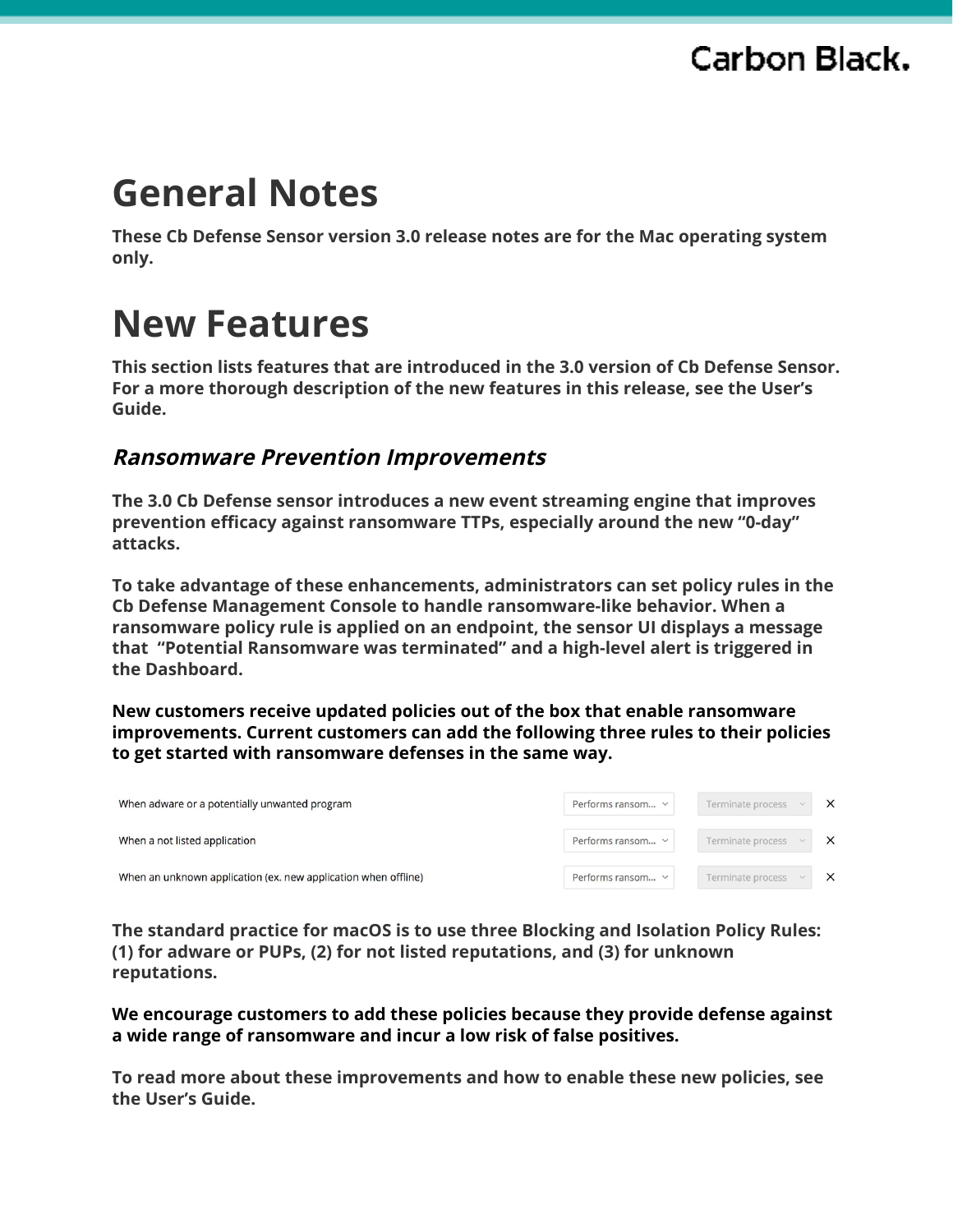# General Notes

**These Cb Defense Sensor version 3.0 release notes are for the Mac operating system only.**

# New Features

**This section lists features that are introduced in the 3.0 version of Cb Defense Sensor. For a more thorough description of the new features in this release, see the User's Guide.**

## *Ransomware Prevention Improvements*

**The 3.0 Cb Defense sensor introduces a new event streaming engine that improves prevention efficacy against ransomware TTPs, especially around the new "0-day" attacks.**

**To take advantage of these enhancements, administrators can set policy rules in the Cb Defense Management Console to handle ransomware-like behavior. When a ransomware policy rule is applied on an endpoint, the sensor UI displays a message that "Potential Ransomware was terminated" and a high-level alert is triggered in the Dashboard.**

**New customers receive updated policies out of the box that enable ransomware improvements. Current customers can add the following three rules to their policies to get started with ransomware defenses in the same way.**

| | | | |
|---|---|---|---|
| When adware or a potentially unwanted program | Performs ransom... | Terminate process | × |
| When a not listed application | Performs ransom... | Terminate process | × |
| When an unknown application (ex. new application when offline) | Performs ransom... | Terminate process | × |

**The standard practice for macOS is to use three Blocking and Isolation Policy Rules: (1) for adware or PUPs, (2) for not listed reputations, and (3) for unknown reputations.**

**We encourage customers to add these policies because they provide defense against a wide range of ransomware and incur a low risk of false positives.**

**To read more about these improvements and how to enable these new policies, see the User's Guide.**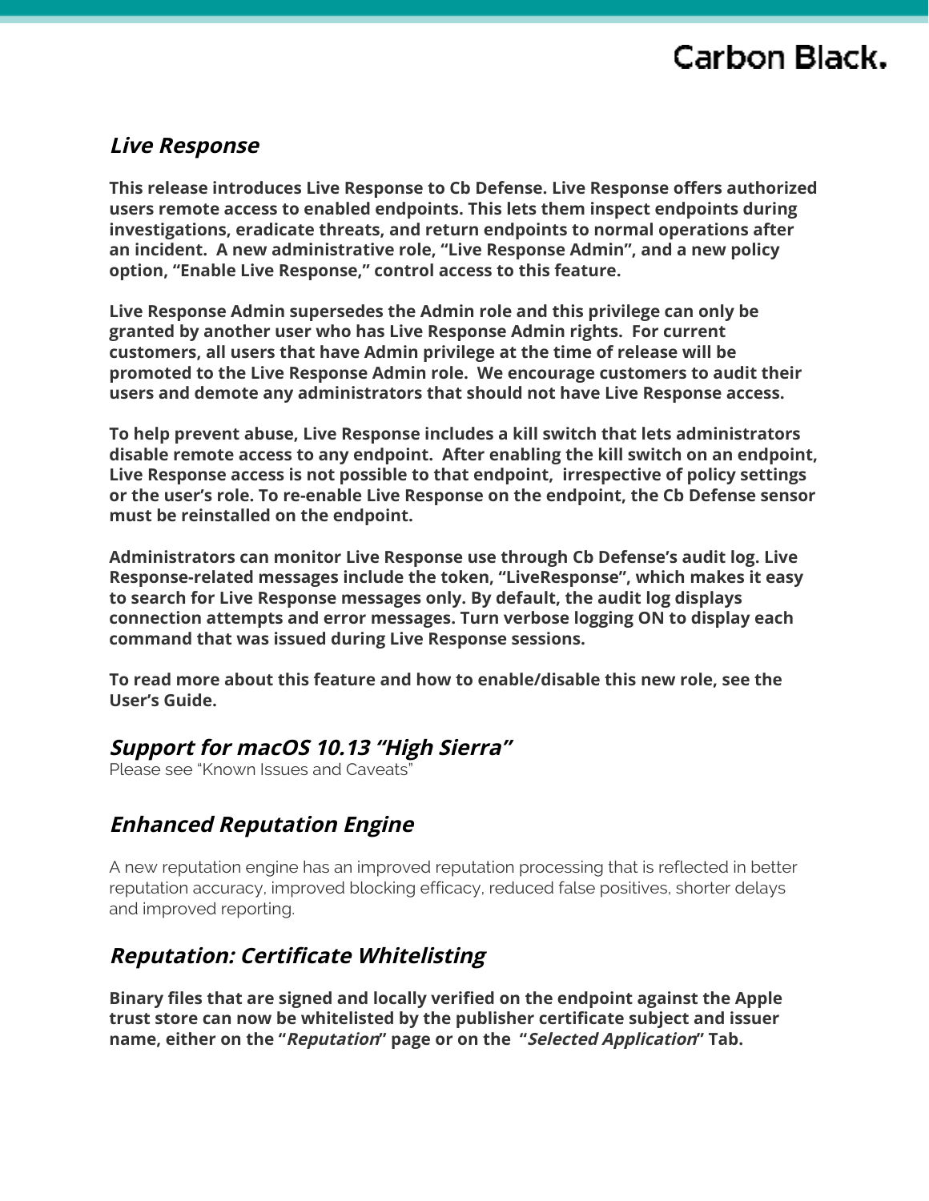## *Live Response*

**This release introduces Live Response to Cb Defense. Live Response offers authorized users remote access to enabled endpoints. This lets them inspect endpoints during investigations, eradicate threats, and return endpoints to normal operations after an incident. A new administrative role, "Live Response Admin", and a new policy option, "Enable Live Response," control access to this feature.**

**Live Response Admin supersedes the Admin role and this privilege can only be granted by another user who has Live Response Admin rights. For current customers, all users that have Admin privilege at the time of release will be promoted to the Live Response Admin role. We encourage customers to audit their users and demote any administrators that should not have Live Response access.**

**To help prevent abuse, Live Response includes a kill switch that lets administrators disable remote access to any endpoint. After enabling the kill switch on an endpoint, Live Response access is not possible to that endpoint, irrespective of policy settings or the user's role. To re-enable Live Response on the endpoint, the Cb Defense sensor must be reinstalled on the endpoint.**

**Administrators can monitor Live Response use through Cb Defense's audit log. Live Response-related messages include the token, "LiveResponse", which makes it easy to search for Live Response messages only. By default, the audit log displays connection attempts and error messages. Turn verbose logging ON to display each command that was issued during Live Response sessions.**

**To read more about this feature and how to enable/disable this new role, see the User's Guide.**

## *Support for macOS 10.13 "High Sierra"*

Please see "Known Issues and Caveats"

## *Enhanced Reputation Engine*

A new reputation engine has an improved reputation processing that is reflected in better reputation accuracy, improved blocking efficacy, reduced false positives, shorter delays and improved reporting.

## *Reputation: Certificate Whitelisting*

**Binary files that are signed and locally verified on the endpoint against the Apple trust store can now be whitelisted by the publisher certificate subject and issuer name, either on the "*Reputation*" page or on the "*Selected Application*" Tab.**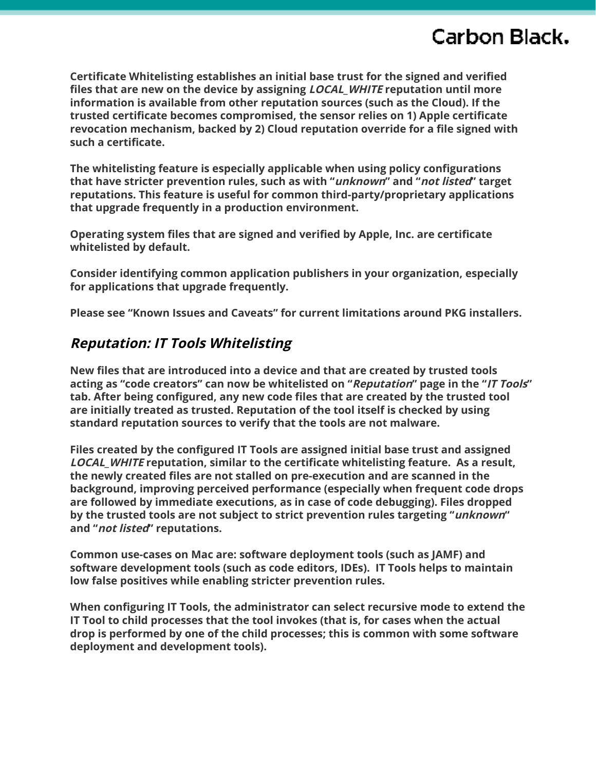**Certificate Whitelisting establishes an initial base trust for the signed and verified files that are new on the device by assigning *LOCAL_WHITE* reputation until more information is available from other reputation sources (such as the Cloud). If the trusted certificate becomes compromised, the sensor relies on 1) Apple certificate revocation mechanism, backed by 2) Cloud reputation override for a file signed with such a certificate.**

**The whitelisting feature is especially applicable when using policy configurations that have stricter prevention rules, such as with "*unknown*" and "*not listed*" target reputations. This feature is useful for common third-party/proprietary applications that upgrade frequently in a production environment.**

**Operating system files that are signed and verified by Apple, Inc. are certificate whitelisted by default.**

**Consider identifying common application publishers in your organization, especially for applications that upgrade frequently.**

**Please see "Known Issues and Caveats" for current limitations around PKG installers.**

## *Reputation: IT Tools Whitelisting*

**New files that are introduced into a device and that are created by trusted tools acting as "code creators" can now be whitelisted on "*Reputation*" page in the "*IT Tools*" tab. After being configured, any new code files that are created by the trusted tool are initially treated as trusted. Reputation of the tool itself is checked by using standard reputation sources to verify that the tools are not malware.**

**Files created by the configured IT Tools are assigned initial base trust and assigned *LOCAL_WHITE* reputation, similar to the certificate whitelisting feature. As a result, the newly created files are not stalled on pre-execution and are scanned in the background, improving perceived performance (especially when frequent code drops are followed by immediate executions, as in case of code debugging). Files dropped by the trusted tools are not subject to strict prevention rules targeting "*unknown*" and "*not listed*" reputations.**

**Common use-cases on Mac are: software deployment tools (such as JAMF) and software development tools (such as code editors, IDEs). IT Tools helps to maintain low false positives while enabling stricter prevention rules.**

**When configuring IT Tools, the administrator can select recursive mode to extend the IT Tool to child processes that the tool invokes (that is, for cases when the actual drop is performed by one of the child processes; this is common with some software deployment and development tools).**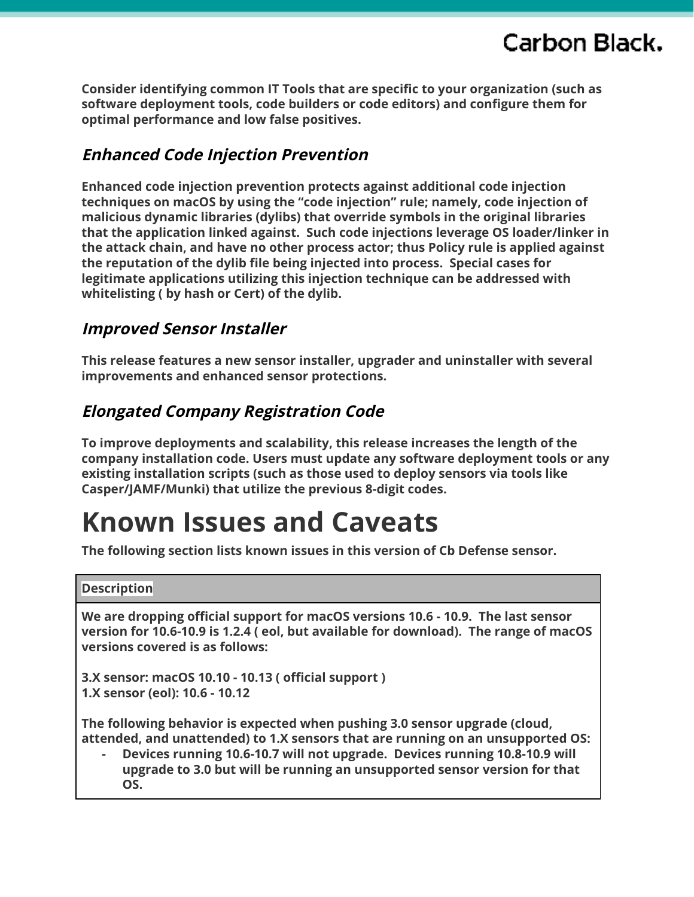**Consider identifying common IT Tools that are specific to your organization (such as software deployment tools, code builders or code editors) and configure them for optimal performance and low false positives.**

### *Enhanced Code Injection Prevention*

**Enhanced code injection prevention protects against additional code injection techniques on macOS by using the “code injection” rule; namely, code injection of malicious dynamic libraries (dylibs) that override symbols in the original libraries that the application linked against. Such code injections leverage OS loader/linker in the attack chain, and have no other process actor; thus Policy rule is applied against the reputation of the dylib file being injected into process. Special cases for legitimate applications utilizing this injection technique can be addressed with whitelisting ( by hash or Cert) of the dylib.**

### *Improved Sensor Installer*

**This release features a new sensor installer, upgrader and uninstaller with several improvements and enhanced sensor protections.**

### *Elongated Company Registration Code*

**To improve deployments and scalability, this release increases the length of the company installation code. Users must update any software deployment tools or any existing installation scripts (such as those used to deploy sensors via tools like Casper/JAMF/Munki) that utilize the previous 8-digit codes.**

# Known Issues and Caveats

**The following section lists known issues in this version of Cb Defense sensor.**

| Description |
| --- |
| **We are dropping official support for macOS versions 10.6 - 10.9. The last sensor version for 10.6-10.9 is 1.2.4 ( eol, but available for download). The range of macOS versions covered is as follows:**<br><br>**3.X sensor: macOS 10.10 - 10.13 ( official support )**<br>**1.X sensor (eol): 10.6 - 10.12**<br><br>**The following behavior is expected when pushing 3.0 sensor upgrade (cloud, attended, and unattended) to 1.X sensors that are running on an unsupported OS:**<br>- **Devices running 10.6-10.7 will not upgrade. Devices running 10.8-10.9 will upgrade to 3.0 but will be running an unsupported sensor version for that OS.** |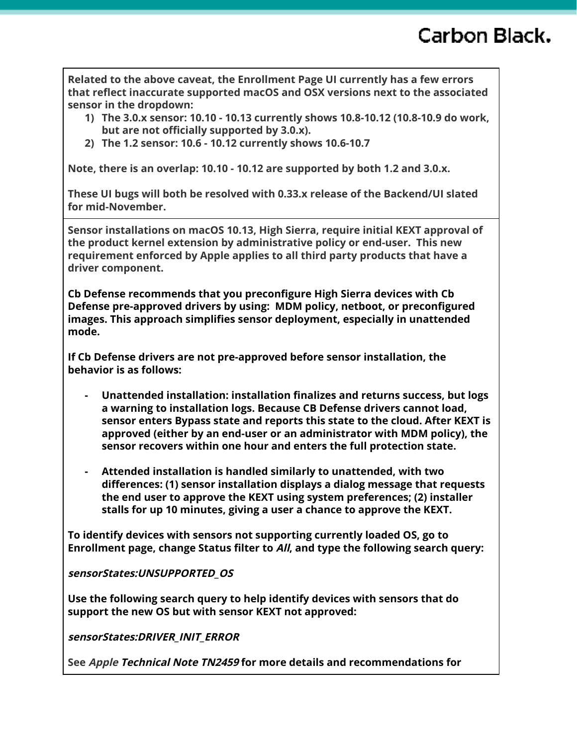**Related to the above caveat, the Enrollment Page UI currently has a few errors that reflect inaccurate supported macOS and OSX versions next to the associated sensor in the dropdown:**

1) **The 3.0.x sensor: 10.10 - 10.13 currently shows 10.8-10.12 (10.8-10.9 do work, but are not officially supported by 3.0.x).**
2) **The 1.2 sensor: 10.6 - 10.12 currently shows 10.6-10.7**

**Note, there is an overlap: 10.10 - 10.12 are supported by both 1.2 and 3.0.x.**

**These UI bugs will both be resolved with 0.33.x release of the Backend/UI slated for mid-November.**

---

**Sensor installations on macOS 10.13, High Sierra, require initial KEXT approval of the product kernel extension by administrative policy or end-user. This new requirement enforced by Apple applies to all third party products that have a driver component.**

**Cb Defense recommends that you preconfigure High Sierra devices with Cb Defense pre-approved drivers by using: MDM policy, netboot, or preconfigured images. This approach simplifies sensor deployment, especially in unattended mode.**

**If Cb Defense drivers are not pre-approved before sensor installation, the behavior is as follows:**

- **Unattended installation: installation finalizes and returns success, but logs a warning to installation logs. Because CB Defense drivers cannot load, sensor enters Bypass state and reports this state to the cloud. After KEXT is approved (either by an end-user or an administrator with MDM policy), the sensor recovers within one hour and enters the full protection state.**
- **Attended installation is handled similarly to unattended, with two differences: (1) sensor installation displays a dialog message that requests the end user to approve the KEXT using system preferences; (2) installer stalls for up 10 minutes, giving a user a chance to approve the KEXT.**

**To identify devices with sensors not supporting currently loaded OS, go to Enrollment page, change Status filter to *All*, and type the following search query:**

***sensorStates:UNSUPPORTED_OS***

**Use the following search query to help identify devices with sensors that do support the new OS but with sensor KEXT not approved:**

***sensorStates:DRIVER_INIT_ERROR***

**See *Apple Technical Note TN2459* for more details and recommendations for**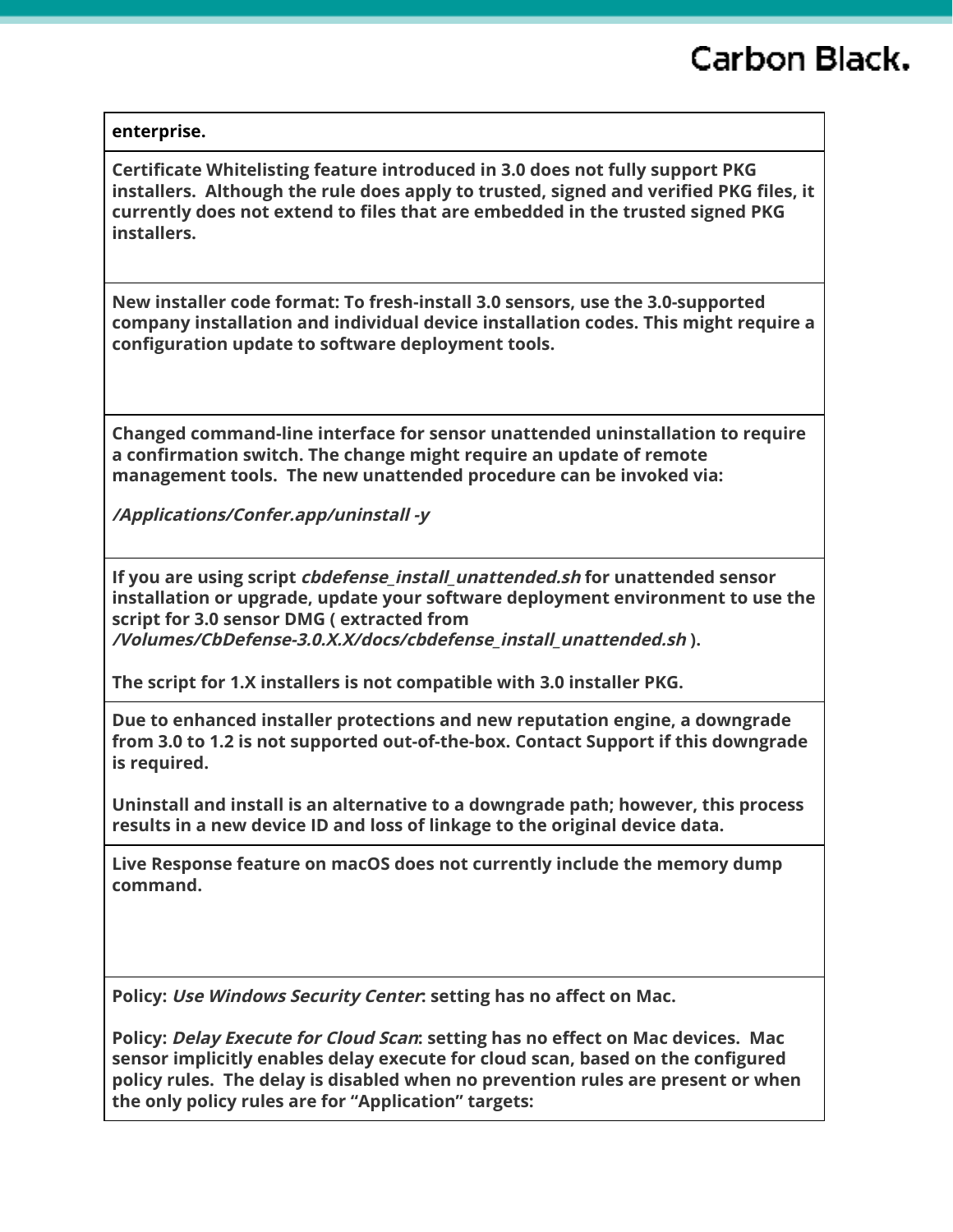| **enterprise.** |
|---|
| **Certificate Whitelisting feature introduced in 3.0 does not fully support PKG installers. Although the rule does apply to trusted, signed and verified PKG files, it currently does not extend to files that are embedded in the trusted signed PKG installers.** |
| **New installer code format: To fresh-install 3.0 sensors, use the 3.0-supported company installation and individual device installation codes. This might require a configuration update to software deployment tools.** |
| **Changed command-line interface for sensor unattended uninstallation to require a confirmation switch. The change might require an update of remote management tools. The new unattended procedure can be invoked via:** <br><br> ***/Applications/Confer.app/uninstall -y*** |
| **If you are using script *cbdefense_install_unattended.sh* for unattended sensor installation or upgrade, update your software deployment environment to use the script for 3.0 sensor DMG ( extracted from *\/Volumes/CbDefense-3.0.X.X/docs/cbdefense_install_unattended.sh* ).** <br><br> **The script for 1.X installers is not compatible with 3.0 installer PKG.** |
| **Due to enhanced installer protections and new reputation engine, a downgrade from 3.0 to 1.2 is not supported out-of-the-box. Contact Support if this downgrade is required.** <br><br> **Uninstall and install is an alternative to a downgrade path; however, this process results in a new device ID and loss of linkage to the original device data.** |
| **Live Response feature on macOS does not currently include the memory dump command.** |
| **Policy: *Use Windows Security Center*: setting has no affect on Mac.** <br><br> **Policy: *Delay Execute for Cloud Scan*: setting has no effect on Mac devices. Mac sensor implicitly enables delay execute for cloud scan, based on the configured policy rules. The delay is disabled when no prevention rules are present or when the only policy rules are for "Application" targets:** |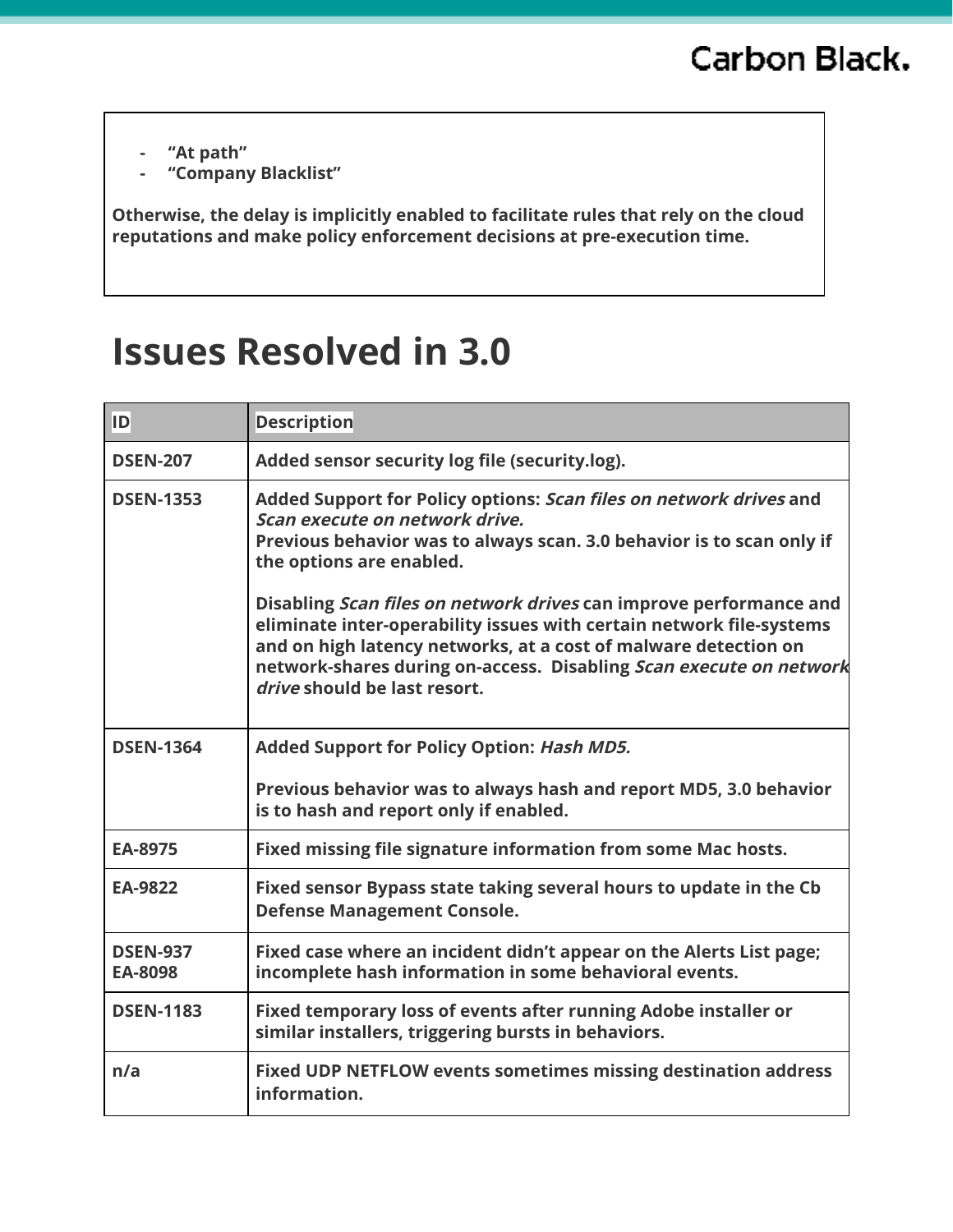- **"At path"**
- **"Company Blacklist"**

**Otherwise, the delay is implicitly enabled to facilitate rules that rely on the cloud reputations and make policy enforcement decisions at pre-execution time.**

# Issues Resolved in 3.0

| ID | Description |
|---|---|
| **DSEN-207** | **Added sensor security log file (security.log).** |
| **DSEN-1353** | **Added Support for Policy options: *Scan files on network drives* and *Scan execute on network drive.*** **Previous behavior was to always scan. 3.0 behavior is to scan only if the options are enabled.** **Disabling *Scan files on network drives* can improve performance and eliminate inter-operability issues with certain network file-systems and on high latency networks, at a cost of malware detection on network-shares during on-access. Disabling *Scan execute on network drive* should be last resort.** |
| **DSEN-1364** | **Added Support for Policy Option: *Hash MD5.*** **Previous behavior was to always hash and report MD5, 3.0 behavior is to hash and report only if enabled.** |
| **EA-8975** | **Fixed missing file signature information from some Mac hosts.** |
| **EA-9822** | **Fixed sensor Bypass state taking several hours to update in the Cb Defense Management Console.** |
| **DSEN-937** **EA-8098** | **Fixed case where an incident didn't appear on the Alerts List page; incomplete hash information in some behavioral events.** |
| **DSEN-1183** | **Fixed temporary loss of events after running Adobe installer or similar installers, triggering bursts in behaviors.** |
| **n/a** | **Fixed UDP NETFLOW events sometimes missing destination address information.** |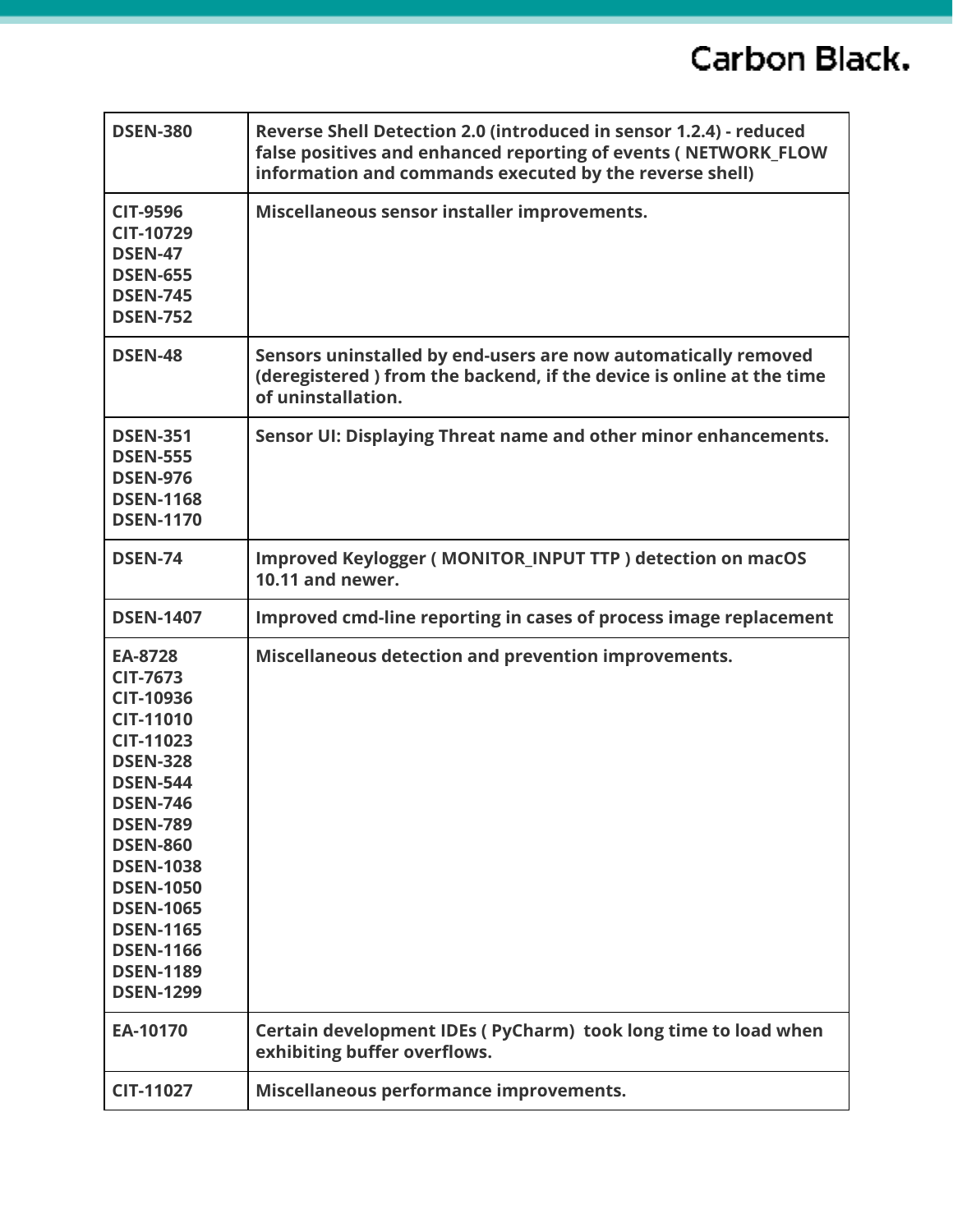| | |
|---|---|
| **DSEN-380** | **Reverse Shell Detection 2.0 (introduced in sensor 1.2.4) - reduced false positives and enhanced reporting of events ( NETWORK_FLOW information and commands executed by the reverse shell)** |
| **CIT-9596**<br>**CIT-10729**<br>**DSEN-47**<br>**DSEN-655**<br>**DSEN-745**<br>**DSEN-752** | **Miscellaneous sensor installer improvements.** |
| **DSEN-48** | **Sensors uninstalled by end-users are now automatically removed (deregistered ) from the backend, if the device is online at the time of uninstallation.** |
| **DSEN-351**<br>**DSEN-555**<br>**DSEN-976**<br>**DSEN-1168**<br>**DSEN-1170** | **Sensor UI: Displaying Threat name and other minor enhancements.** |
| **DSEN-74** | **Improved Keylogger ( MONITOR_INPUT TTP ) detection on macOS 10.11 and newer.** |
| **DSEN-1407** | **Improved cmd-line reporting in cases of process image replacement** |
| **EA-8728**<br>**CIT-7673**<br>**CIT-10936**<br>**CIT-11010**<br>**CIT-11023**<br>**DSEN-328**<br>**DSEN-544**<br>**DSEN-746**<br>**DSEN-789**<br>**DSEN-860**<br>**DSEN-1038**<br>**DSEN-1050**<br>**DSEN-1065**<br>**DSEN-1165**<br>**DSEN-1166**<br>**DSEN-1189**<br>**DSEN-1299** | **Miscellaneous detection and prevention improvements.** |
| **EA-10170** | **Certain development IDEs ( PyCharm) took long time to load when exhibiting buffer overflows.** |
| **CIT-11027** | **Miscellaneous performance improvements.** |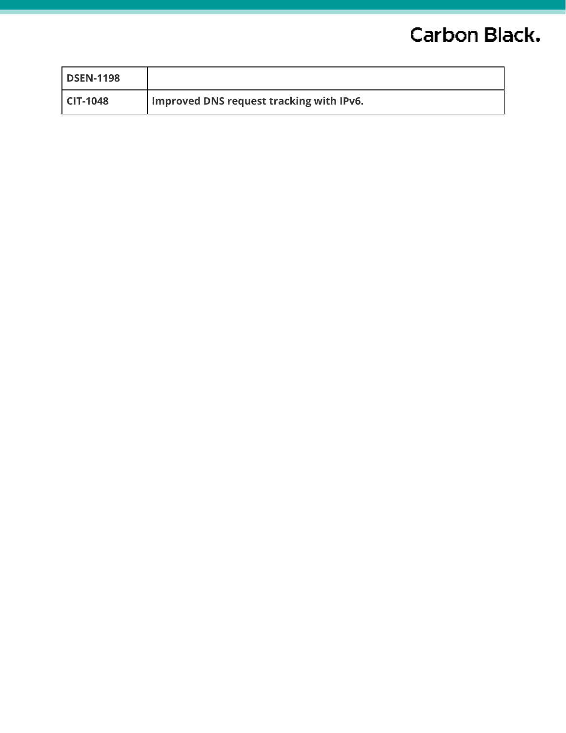| | |
|---|---|
| DSEN-1198 | |
| CIT-1048 | Improved DNS request tracking with IPv6. |